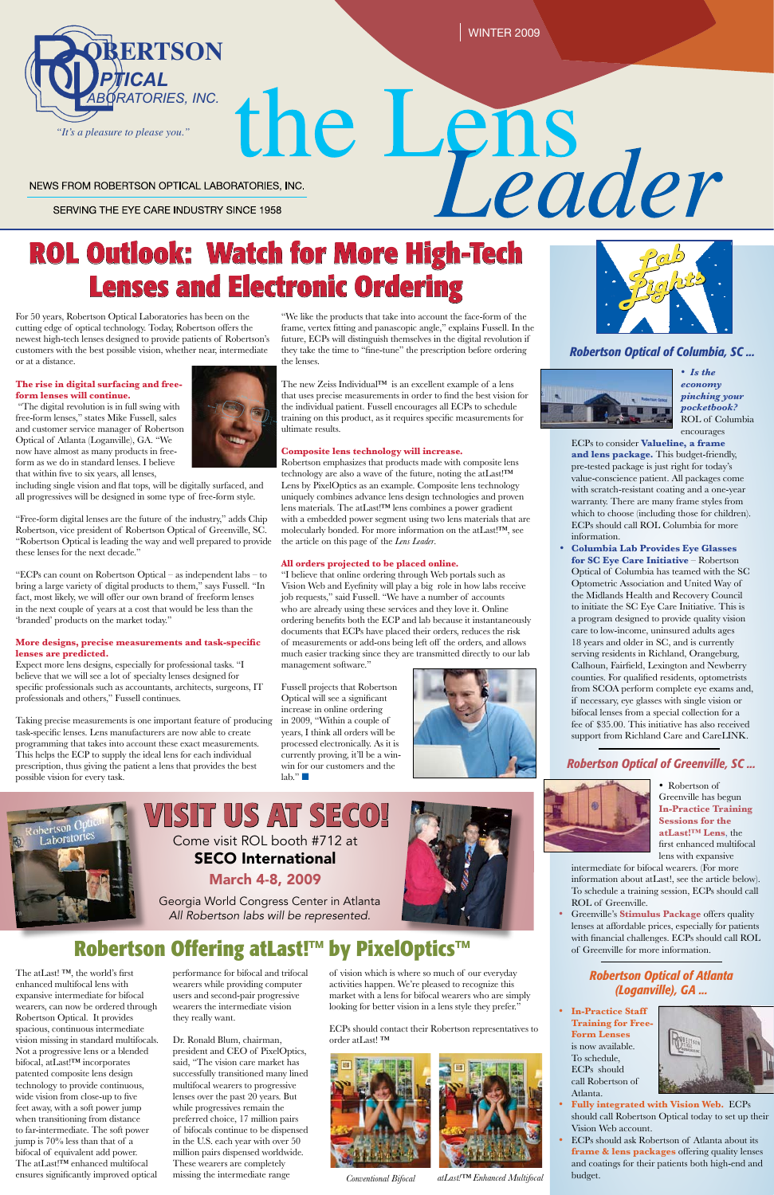# Robertson Optical Laboratories, Inc.

*"It's a pleasure to please you."*

WINTER 2009

# the Lens Leader

NEWS FROM ROBERTSON OPTICAL LABORATORIES, INC.

SERVING THE EYE CARE INDUSTRY SINCE 1958

## ROL Outlook: Watch for More High-Tech Lenses and Electronic Ordering

For 50 years, Robertson Optical Laboratories has been on the cutting edge of optical technology. Today, Robertson offers the newest high-tech lenses designed to provide patients of Robertson's customers with the best possible vision, whether near, intermediate or at a distance.

**The rise in digital surfacing and free-form lenses will continue.**

"The digital revolution is in full swing with free-form lenses," states Mike Fussell, sales and customer service manager of Robertson Optical of Atlanta (Loganville), GA. "We now have almost as many products in free-form as we do in standard lenses. I believe that within five to six years, all lenses, including single vision and flat tops, will be digitally surfaced, and all progressives will be designed in some type of free-form style.

"Free-form digital lenses are the future of the industry," adds Chip Robertson, vice president of Robertson Optical of Greenville, SC. "Robertson Optical is leading the way and well prepared to provide these lenses for the next decade."

"ECPs can count on Robertson Optical – as independent labs – to bring a large variety of digital products to them," says Fussell. "In fact, most likely, we will offer our own brand of freeform lenses in the next couple of years at a cost that would be less than the 'branded' products on the market today."

**More designs, precise measurements and task-specific lenses are predicted.**

Expect more lens designs, especially for professional tasks. "I believe that we will see a lot of specialty lenses designed for specific professionals such as accountants, architects, surgeons, IT professionals and others," Fussell continues.

Taking precise measurements is one important feature of producing task-specific lenses. Lens manufacturers are now able to create programming that takes into account these exact measurements. This helps the ECP to supply the ideal lens for each individual prescription, thus giving the patient a lens that provides the best possible vision for every task.

"We like the products that take into account the face-form of the frame, vertex fitting and panascopic angle," explains Fussell. In the future, ECPs will distinguish themselves in the digital revolution if they take the time to "fine-tune" the prescription before ordering the lenses.

The new Zeiss Individual™ is an excellent example of a lens that uses precise measurements in order to find the best vision for the individual patient. Fussell encourages all ECPs to schedule training on this product, as it requires specific measurements for ultimate results.

**Composite lens technology will increase.**

Robertson emphasizes that products made with composite lens technology are also a wave of the future, noting the atLast!™ Lens by PixelOptics as an example. Composite lens technology uniquely combines advance lens design technologies and proven lens materials. The atLast!™ lens combines a power gradient with a embedded power segment using two lens materials that are molecularly bonded. For more information on the atLast!™, see the article on this page of the *Lens Leader*.

**All orders projected to be placed online.**

"I believe that online ordering through Web portals such as Vision Web and Eyefinity will play a big role in how labs receive job requests," said Fussell. "We have a number of accounts who are already using these services and they love it. Online ordering benefits both the ECP and lab because it instantaneously documents that ECPs have placed their orders, reduces the risk of measurements or add-ons being left off the orders, and allows much easier tracking since they are transmitted directly to our lab management software."

Fussell projects that Robertson Optical will see a significant increase in online ordering in 2009, "Within a couple of years, I think all orders will be processed electronically. As it is currently proving, it'll be a win-win for our customers and the lab." ■

## VISIT US AT SECO!

Come visit ROL booth #712 at

**SECO International**

**March 4-8, 2009**

Georgia World Congress Center in Atlanta

*All Robertson labs will be represented.*

## Robertson Offering atLast!™ by PixelOptics™

The atLast! ™, the world's first enhanced multifocal lens with expansive intermediate for bifocal wearers, can now be ordered through Robertson Optical. It provides spacious, continuous intermediate vision missing in standard multifocals. Not a progressive lens or a blended bifocal, atLast!™ incorporates patented composite lens design technology to provide continuous, wide vision from close-up to five feet away, with a soft power jump when transitioning from distance to far-intermediate. The soft power jump is 70% less than that of a bifocal of equivalent add power. The atLast!™ enhanced multifocal ensures significantly improved optical performance for bifocal and trifocal wearers while providing computer users and second-pair progressive wearers the intermediate vision they really want.

Dr. Ronald Blum, chairman, president and CEO of PixelOptics, said, "The vision care market has successfully transitioned many lined multifocal wearers to progressive lenses over the past 20 years. But while progressives remain the preferred choice, 17 million pairs of bifocals continue to be dispensed in the U.S. each year with over 50 million pairs dispensed worldwide. These wearers are completely missing the intermediate range of vision which is where so much of our everyday activities happen. We're pleased to recognize this market with a lens for bifocal wearers who are simply looking for better vision in a lens style they prefer."

ECPs should contact their Robertson representatives to order atLast! ™

*Conventional Bifocal*

*atLast!™ Enhanced Multifocal*

## Lab Lights

### Robertson Optical of Columbia, SC ...

- ***Is the economy pinching your pocketbook?*** ROL of Columbia encourages ECPs to consider **Valueline, a frame and lens package.** This budget-friendly, pre-tested package is just right for today's value-conscience patient. All packages come with scratch-resistant coating and a one-year warranty. There are many frame styles from which to choose (including those for children). ECPs should call ROL Columbia for more information.
- **Columbia Lab Provides Eye Glasses for SC Eye Care Initiative** – Robertson Optical of Columbia has teamed with the SC Optometric Association and United Way of the Midlands Health and Recovery Council to initiate the SC Eye Care Initiative. This is a program designed to provide quality vision care to low-income, uninsured adults ages 18 years and older in SC, and is currently serving residents in Richland, Orangeburg, Calhoun, Fairfield, Lexington and Newberry counties. For qualified residents, optometrists from SCOA perform complete eye exams and, if necessary, eye glasses with single vision or bifocal lenses from a special collection for a fee of $35.00. This initiative has also received support from Richland Care and CareLINK.

### Robertson Optical of Greenville, SC ...

- Robertson of Greenville has begun **In-Practice Training Sessions for the atLast!™ Lens**, the first enhanced multifocal lens with expansive intermediate for bifocal wearers. (For more information about atLast!, see the article below). To schedule a training session, ECPs should call ROL of Greenville.
- Greenville's **Stimulus Package** offers quality lenses at affordable prices, especially for patients with financial challenges. ECPs should call ROL of Greenville for more information.

### Robertson Optical of Atlanta (Loganville), GA ...

- **In-Practice Staff Training for Free-Form Lenses** is now available. To schedule, ECPs should call Robertson of Atlanta.
- **Fully integrated with Vision Web.** ECPs should call Robertson Optical today to set up their Vision Web account.
- ECPs should ask Robertson of Atlanta about its **frame & lens packages** offering quality lenses and coatings for their patients both high-end and budget.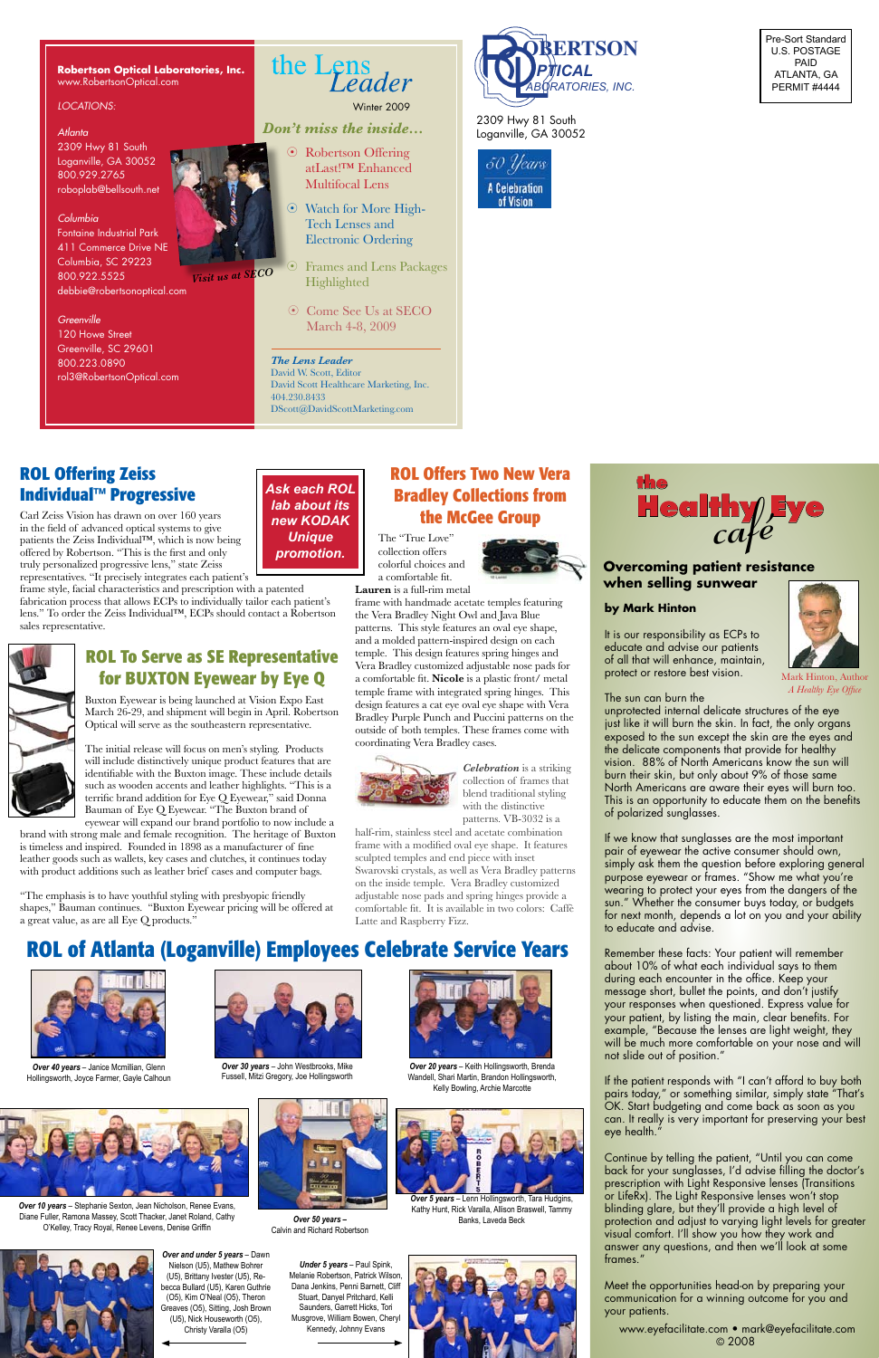**Robertson Optical Laboratories, Inc.**
www.RobertsonOptical.com

*LOCATIONS:*

*Atlanta*
2309 Hwy 81 South
Loganville, GA 30052
800.929.2765
roboplab@bellsouth.net

*Columbia*
Fontaine Industrial Park
411 Commerce Drive NE
Columbia, SC 29223
800.922.5525
debbie@robertsonoptical.com

*Greenville*
120 Howe Street
Greenville, SC 29601
800.223.0890
rol3@RobertsonOptical.com

*Visit us at SECO*

# the Lens Leader

Winter 2009

*Don't miss the inside...*

- Robertson Offering atLast!™ Enhanced Multifocal Lens
- Watch for More High-Tech Lenses and Electronic Ordering
- Frames and Lens Packages Highlighted
- Come See Us at SECO March 4-8, 2009

*The Lens Leader*
David W. Scott, Editor
David Scott Healthcare Marketing, Inc.
404.230.8433
DScott@DavidScottMarketing.com

ROBERTSON OPTICAL LABORATORIES, INC.

2309 Hwy 81 South
Loganville, GA 30052

50 Years — A Celebration of Vision

Pre-Sort Standard
U.S. POSTAGE
PAID
ATLANTA, GA
PERMIT #4444

## ROL Offering Zeiss Individual™ Progressive

Carl Zeiss Vision has drawn on over 160 years in the field of advanced optical systems to give patients the Zeiss Individual™, which is now being offered by Robertson. "This is the first and only truly personalized progressive lens," state Zeiss representatives. "It precisely integrates each patient's frame style, facial characteristics and prescription with a patented fabrication process that allows ECPs to individually tailor each patient's lens." To order the Zeiss Individual™, ECPs should contact a Robertson sales representative.

***Ask each ROL lab about its new KODAK Unique promotion.***

## ROL To Serve as SE Representative for BUXTON Eyewear by Eye Q

Buxton Eyewear is being launched at Vision Expo East March 26-29, and shipment will begin in April. Robertson Optical will serve as the southeastern representative.

The initial release will focus on men's styling. Products will include distinctively unique product features that are identifiable with the Buxton image. These include details such as wooden accents and leather highlights. "This is a terrific brand addition for Eye Q Eyewear," said Donna Bauman of Eye Q Eyewear. "The Buxton brand of eyewear will expand our brand portfolio to now include a brand with strong male and female recognition. The heritage of Buxton is timeless and inspired. Founded in 1898 as a manufacturer of fine leather goods such as wallets, key cases and clutches, it continues today with product additions such as leather brief cases and computer bags.

"The emphasis is to have youthful styling with presbyopic friendly shapes," Bauman continues. "Buxton Eyewear pricing will be offered at a great value, as are all Eye Q products."

## ROL Offers Two New Vera Bradley Collections from the McGee Group

The "True Love" collection offers colorful choices and a comfortable fit. **Lauren** is a full-rim metal frame with handmade acetate temples featuring the Vera Bradley Night Owl and Java Blue patterns. This style features an oval eye shape, and a molded pattern-inspired design on each temple. This design features spring hinges and Vera Bradley customized adjustable nose pads for a comfortable fit. **Nicole** is a plastic front/ metal temple frame with integrated spring hinges. This design features a cat eye oval eye shape with Vera Bradley Purple Punch and Puccini patterns on the outside of both temples. These frames come with coordinating Vera Bradley cases.

***Celebration*** is a striking collection of frames that blend traditional styling with the distinctive patterns. VB-3032 is a half-rim, stainless steel and acetate combination frame with a modified oval eye shape. It features sculpted temples and end piece with inset Swarovski crystals, as well as Vera Bradley patterns on the inside temple. Vera Bradley customized adjustable nose pads and spring hinges provide a comfortable fit. It is available in two colors: Caffè Latte and Raspberry Fizz.

## the Healthy Eye café

### Overcoming patient resistance when selling sunwear

**by Mark Hinton**

*Mark Hinton, Author A Healthy Eye Office*

It is our responsibility as ECPs to educate and advise our patients of all that will enhance, maintain, protect or restore best vision.

The sun can burn the unprotected internal delicate structures of the eye just like it will burn the skin. In fact, the only organs exposed to the sun except the skin are the eyes and the delicate components that provide for healthy vision. 88% of North Americans know the sun will burn their skin, but only about 9% of those same North Americans are aware their eyes will burn too. This is an opportunity to educate them on the benefits of polarized sunglasses.

If we know that sunglasses are the most important pair of eyewear the active consumer should own, simply ask them the question before exploring general purpose eyewear or frames. "Show me what you're wearing to protect your eyes from the dangers of the sun." Whether the consumer buys today, or budgets for next month, depends a lot on you and your ability to educate and advise.

Remember these facts: Your patient will remember about 10% of what each individual says to them during each encounter in the office. Keep your message short, bullet the points, and don't justify your responses when questioned. Express value for your patient, by listing the main, clear benefits. For example, "Because the lenses are light weight, they will be much more comfortable on your nose and will not slide out of position."

If the patient responds with "I can't afford to buy both pairs today," or something similar, simply state "That's OK. Start budgeting and come back as soon as you can. It really is very important for preserving your best eye health."

Continue by telling the patient, "Until you can come back for your sunglasses, I'd advise filling the doctor's prescription with Light Responsive lenses (Transitions or LifeRx). The Light Responsive lenses won't stop blinding glare, but they'll provide a high level of protection and adjust to varying light levels for greater visual comfort. I'll show you how they work and answer any questions, and then we'll look at some frames."

Meet the opportunities head-on by preparing your communication for a winning outcome for you and your patients.

www.eyefacilitate.com • mark@eyefacilitate.com
© 2008

## ROL of Atlanta (Loganville) Employees Celebrate Service Years

***Over 40 years*** – Janice Mcmillian, Glenn Hollingsworth, Joyce Farmer, Gayle Calhoun

***Over 30 years*** – John Westbrooks, Mike Fussell, Mitzi Gregory, Joe Hollingsworth

***Over 20 years*** – Keith Hollingsworth, Brenda Wandell, Shari Martin, Brandon Hollingsworth, Kelly Bowling, Archie Marcotte

***Over 10 years*** – Stephanie Sexton, Jean Nicholson, Renee Evans, Diane Fuller, Ramona Massey, Scott Thacker, Janet Roland, Cathy O'Kelley, Tracy Royal, Renee Levens, Denise Griffin

***Over 50 years*** – Calvin and Richard Robertson

***Over 5 years*** – Lenn Hollingsworth, Tara Hudgins, Kathy Hunt, Rick Varalla, Allison Braswell, Tammy Banks, Laveda Beck

***Over and under 5 years*** – Dawn Nielson (U5), Mathew Bohrer (U5), Brittany Ivester (U5), Rebecca Bullard (U5), Karen Guthrie (O5), Kim O'Neal (O5), Theron Greaves (O5), Sitting, Josh Brown (U5), Nick Houseworth (O5), Christy Varalla (O5)

***Under 5 years*** – Paul Spink, Melanie Robertson, Patrick Wilson, Dana Jenkins, Penni Barnett, Cliff Stuart, Danyel Pritchard, Kelli Saunders, Garrett Hicks, Tori Musgrove, William Bowen, Cheryl Kennedy, Johnny Evans